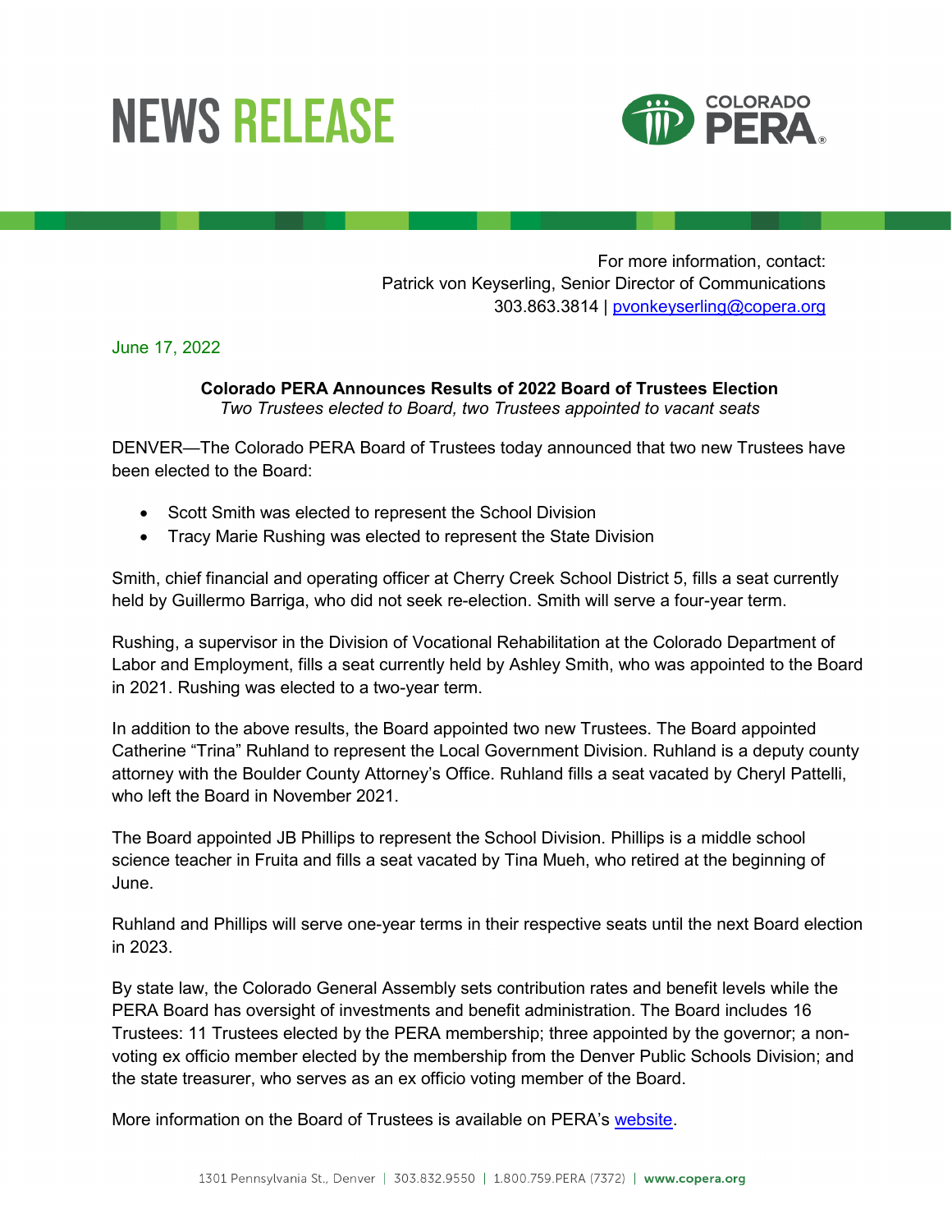# NEWS RELEASE

For more information, contact:
Patrick von Keyserling, Senior Director of Communications
303.863.3814 | [pvonkeyserling@copera.org](mailto:pvonkeyserling@copera.org)

June 17, 2022

**Colorado PERA Announces Results of 2022 Board of Trustees Election**

*Two Trustees elected to Board, two Trustees appointed to vacant seats*

DENVER—The Colorado PERA Board of Trustees today announced that two new Trustees have been elected to the Board:

- Scott Smith was elected to represent the School Division
- Tracy Marie Rushing was elected to represent the State Division

Smith, chief financial and operating officer at Cherry Creek School District 5, fills a seat currently held by Guillermo Barriga, who did not seek re-election. Smith will serve a four-year term.

Rushing, a supervisor in the Division of Vocational Rehabilitation at the Colorado Department of Labor and Employment, fills a seat currently held by Ashley Smith, who was appointed to the Board in 2021. Rushing was elected to a two-year term.

In addition to the above results, the Board appointed two new Trustees. The Board appointed Catherine "Trina" Ruhland to represent the Local Government Division. Ruhland is a deputy county attorney with the Boulder County Attorney's Office. Ruhland fills a seat vacated by Cheryl Pattelli, who left the Board in November 2021.

The Board appointed JB Phillips to represent the School Division. Phillips is a middle school science teacher in Fruita and fills a seat vacated by Tina Mueh, who retired at the beginning of June.

Ruhland and Phillips will serve one-year terms in their respective seats until the next Board election in 2023.

By state law, the Colorado General Assembly sets contribution rates and benefit levels while the PERA Board has oversight of investments and benefit administration. The Board includes 16 Trustees: 11 Trustees elected by the PERA membership; three appointed by the governor; a non-voting ex officio member elected by the membership from the Denver Public Schools Division; and the state treasurer, who serves as an ex officio voting member of the Board.

More information on the Board of Trustees is available on PERA's website.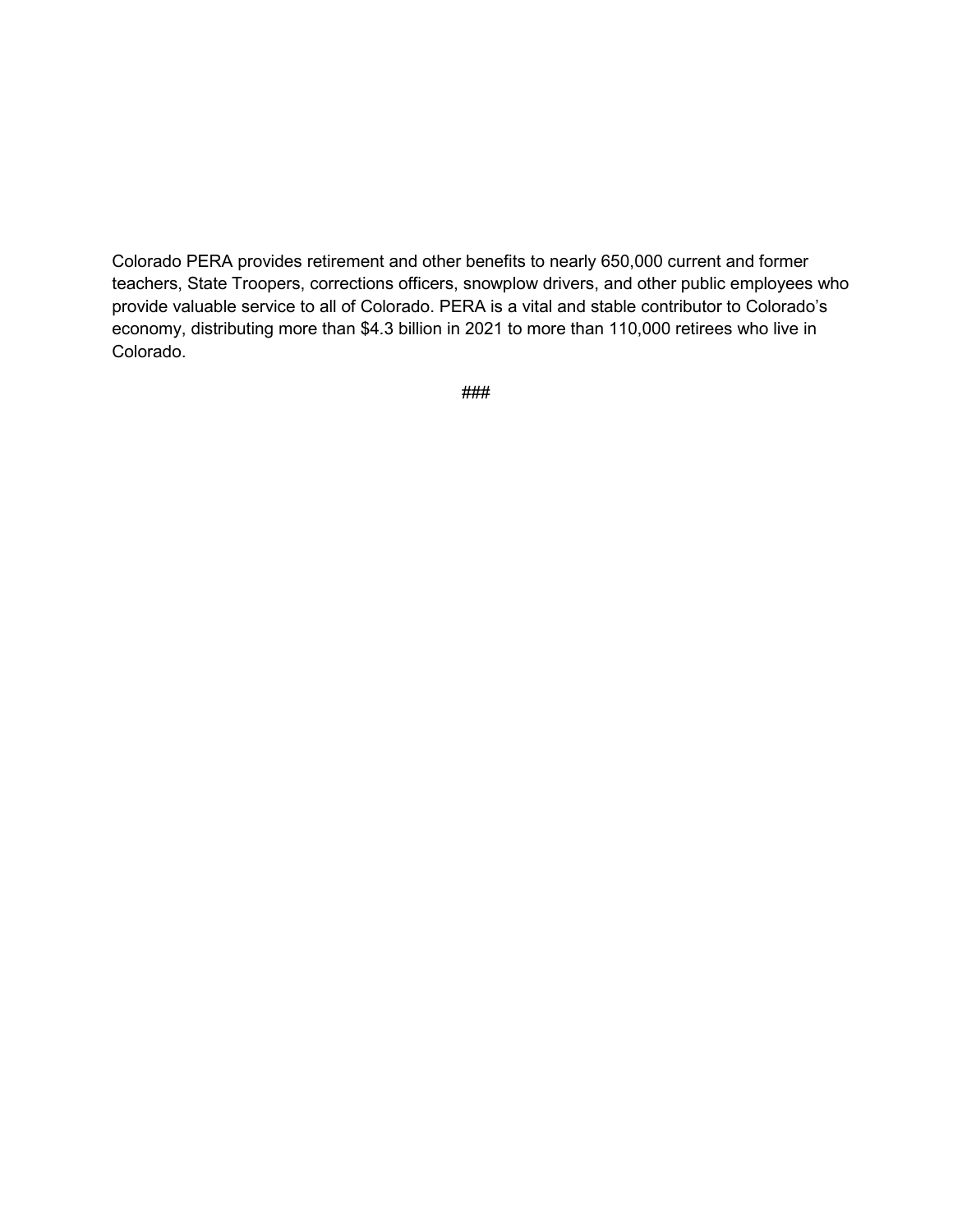Colorado PERA provides retirement and other benefits to nearly 650,000 current and former teachers, State Troopers, corrections officers, snowplow drivers, and other public employees who provide valuable service to all of Colorado. PERA is a vital and stable contributor to Colorado's economy, distributing more than $4.3 billion in 2021 to more than 110,000 retirees who live in Colorado.

###